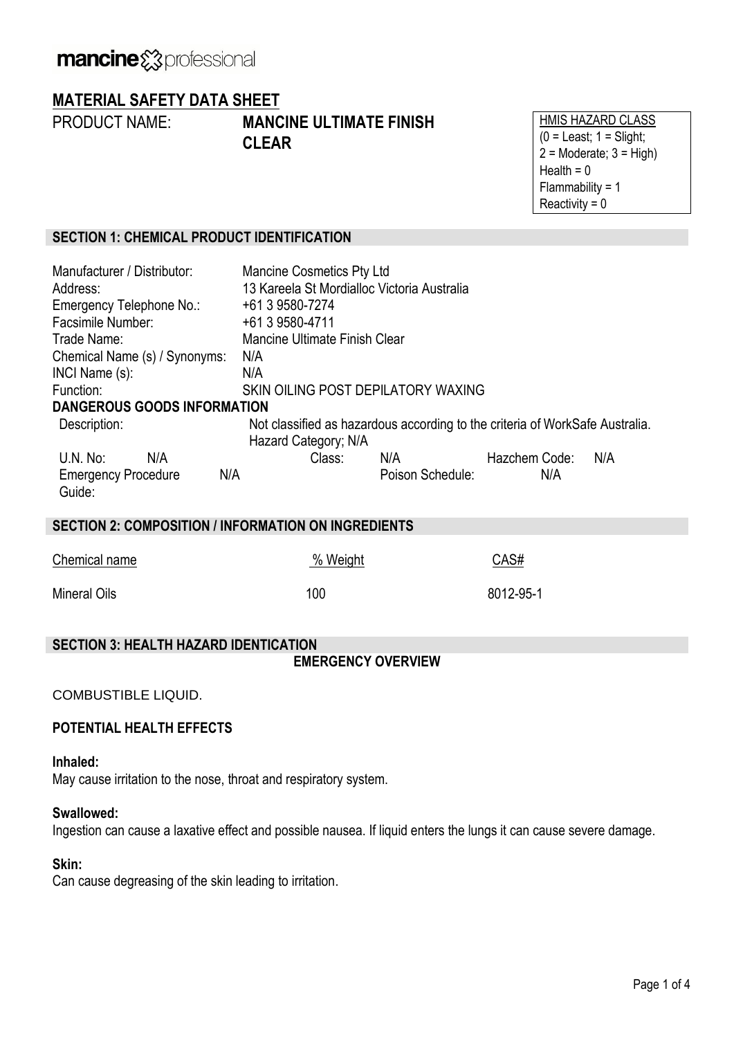**mancine** professional

# MATERIAL SAFETY DATA SHEET

PRODUCT NAME: **MANCINE ULTIMATE FINISH CLEAR**

| HMIS HAZARD CLASS |
|---|
| (0 = Least; 1 = Slight; 2 = Moderate; 3 = High) |
| Health = 0 |
| Flammability = 1 |
| Reactivity = 0 |

## SECTION 1: CHEMICAL PRODUCT IDENTIFICATION

Manufacturer / Distributor: Mancine Cosmetics Pty Ltd
Address: 13 Kareela St Mordialloc Victoria Australia
Emergency Telephone No.: +61 3 9580-7274
Facsimile Number: +61 3 9580-4711
Trade Name: Mancine Ultimate Finish Clear
Chemical Name (s) / Synonyms: N/A
INCI Name (s): N/A
Function: SKIN OILING POST DEPILATORY WAXING

**DANGEROUS GOODS INFORMATION**

Description: Not classified as hazardous according to the criteria of WorkSafe Australia. Hazard Category; N/A

U.N. No: N/A Class: N/A Hazchem Code: N/A
Emergency Procedure Guide: N/A Poison Schedule: N/A

## SECTION 2: COMPOSITION / INFORMATION ON INGREDIENTS

| Chemical name | % Weight | CAS# |
|---|---|---|
| Mineral Oils | 100 | 8012-95-1 |

## SECTION 3: HEALTH HAZARD IDENTICATION

**EMERGENCY OVERVIEW**

COMBUSTIBLE LIQUID.

**POTENTIAL HEALTH EFFECTS**

**Inhaled:**
May cause irritation to the nose, throat and respiratory system.

**Swallowed:**
Ingestion can cause a laxative effect and possible nausea. If liquid enters the lungs it can cause severe damage.

**Skin:**
Can cause degreasing of the skin leading to irritation.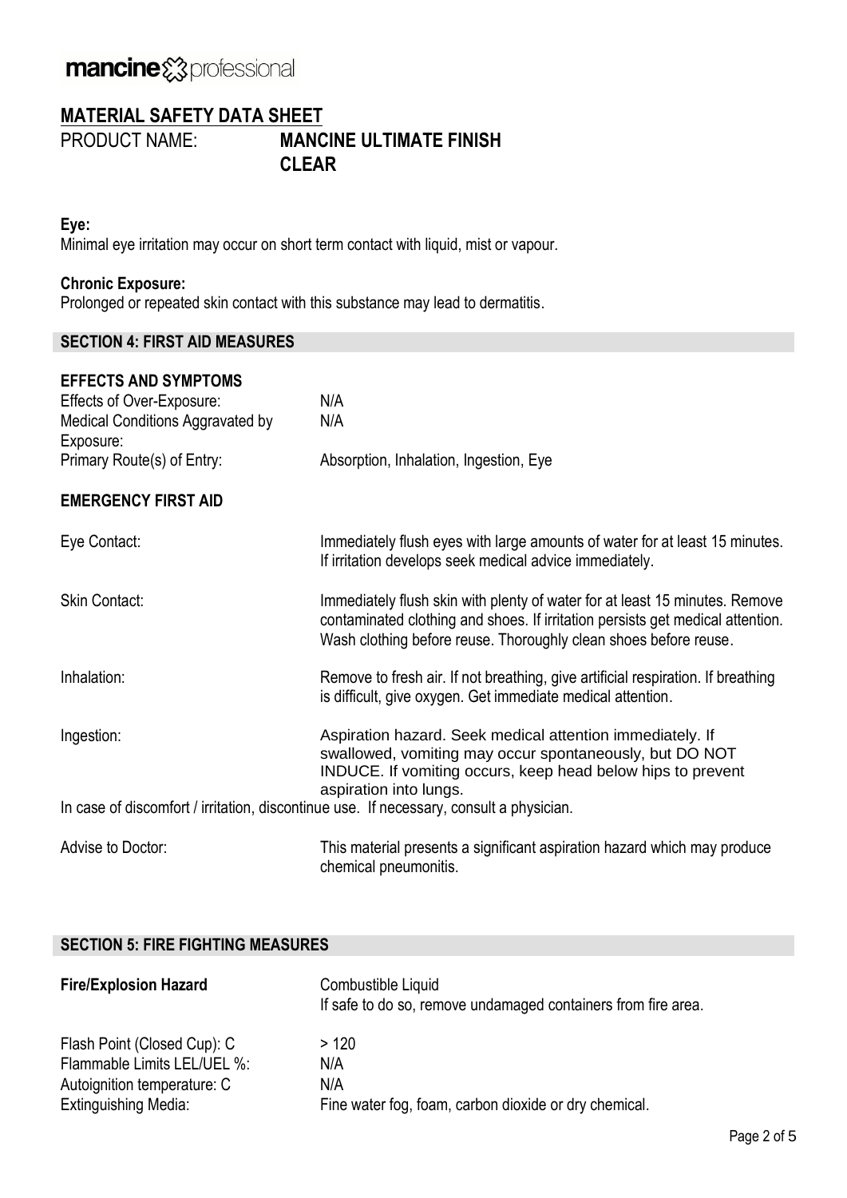**MATERIAL SAFETY DATA SHEET**

PRODUCT NAME: **MANCINE ULTIMATE FINISH CLEAR**

**Eye:**
Minimal eye irritation may occur on short term contact with liquid, mist or vapour.

**Chronic Exposure:**
Prolonged or repeated skin contact with this substance may lead to dermatitis.

## SECTION 4: FIRST AID MEASURES

### EFFECTS AND SYMPTOMS

| | |
|---|---|
| Effects of Over-Exposure: | N/A |
| Medical Conditions Aggravated by Exposure: | N/A |
| Primary Route(s) of Entry: | Absorption, Inhalation, Ingestion, Eye |

### EMERGENCY FIRST AID

| | |
|---|---|
| Eye Contact: | Immediately flush eyes with large amounts of water for at least 15 minutes. If irritation develops seek medical advice immediately. |
| Skin Contact: | Immediately flush skin with plenty of water for at least 15 minutes. Remove contaminated clothing and shoes. If irritation persists get medical attention. Wash clothing before reuse. Thoroughly clean shoes before reuse. |
| Inhalation: | Remove to fresh air. If not breathing, give artificial respiration. If breathing is difficult, give oxygen. Get immediate medical attention. |
| Ingestion: | Aspiration hazard. Seek medical attention immediately. If swallowed, vomiting may occur spontaneously, but DO NOT INDUCE. If vomiting occurs, keep head below hips to prevent aspiration into lungs. |

In case of discomfort / irritation, discontinue use. If necessary, consult a physician.

| | |
|---|---|
| Advise to Doctor: | This material presents a significant aspiration hazard which may produce chemical pneumonitis. |

## SECTION 5: FIRE FIGHTING MEASURES

| | |
|---|---|
| **Fire/Explosion Hazard** | Combustible Liquid<br>If safe to do so, remove undamaged containers from fire area. |
| Flash Point (Closed Cup): C | > 120 |
| Flammable Limits LEL/UEL %: | N/A |
| Autoignition temperature: C | N/A |
| Extinguishing Media: | Fine water fog, foam, carbon dioxide or dry chemical. |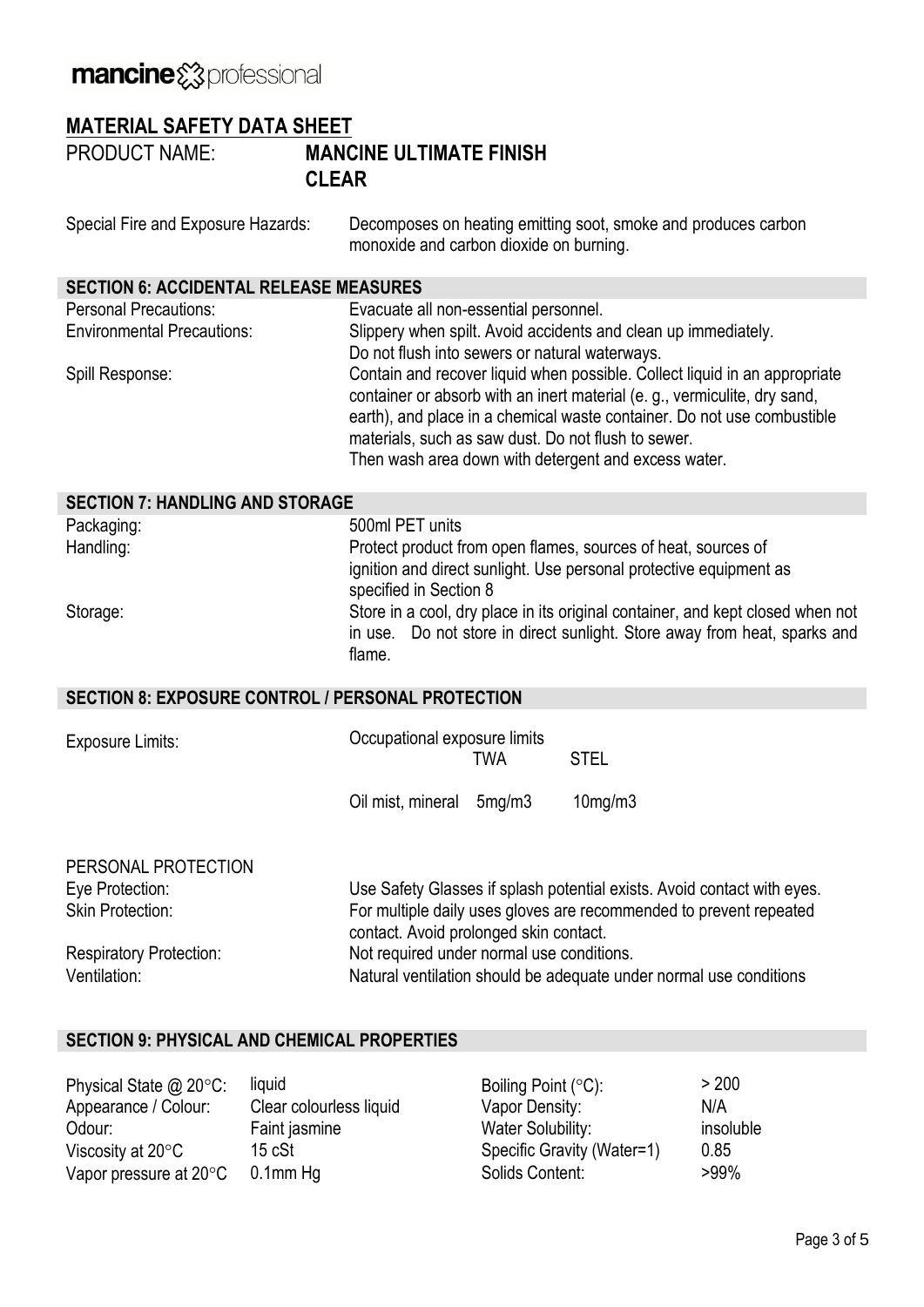mancine professional

## MATERIAL SAFETY DATA SHEET

**PRODUCT NAME:** **MANCINE ULTIMATE FINISH CLEAR**

| | |
|---|---|
| Special Fire and Exposure Hazards: | Decomposes on heating emitting soot, smoke and produces carbon monoxide and carbon dioxide on burning. |

### SECTION 6: ACCIDENTAL RELEASE MEASURES

| | |
|---|---|
| Personal Precautions: | Evacuate all non-essential personnel. |
| Environmental Precautions: | Slippery when spilt. Avoid accidents and clean up immediately. Do not flush into sewers or natural waterways. |
| Spill Response: | Contain and recover liquid when possible. Collect liquid in an appropriate container or absorb with an inert material (e. g., vermiculite, dry sand, earth), and place in a chemical waste container. Do not use combustible materials, such as saw dust. Do not flush to sewer. Then wash area down with detergent and excess water. |

### SECTION 7: HANDLING AND STORAGE

| | |
|---|---|
| Packaging: | 500ml PET units |
| Handling: | Protect product from open flames, sources of heat, sources of ignition and direct sunlight. Use personal protective equipment as specified in Section 8 |
| Storage: | Store in a cool, dry place in its original container, and kept closed when not in use. Do not store in direct sunlight. Store away from heat, sparks and flame. |

### SECTION 8: EXPOSURE CONTROL / PERSONAL PROTECTION

Exposure Limits: Occupational exposure limits

| | TWA | STEL |
|---|---|---|
| Oil mist, mineral | 5mg/m3 | 10mg/m3 |

PERSONAL PROTECTION

| | |
|---|---|
| Eye Protection: | Use Safety Glasses if splash potential exists. Avoid contact with eyes. |
| Skin Protection: | For multiple daily uses gloves are recommended to prevent repeated contact. Avoid prolonged skin contact. |
| Respiratory Protection: | Not required under normal use conditions. |
| Ventilation: | Natural ventilation should be adequate under normal use conditions |

### SECTION 9: PHYSICAL AND CHEMICAL PROPERTIES

| | | | |
|---|---|---|---|
| Physical State @ 20°C: | liquid | Boiling Point (°C): | > 200 |
| Appearance / Colour: | Clear colourless liquid | Vapor Density: | N/A |
| Odour: | Faint jasmine | Water Solubility: | insoluble |
| Viscosity at 20°C | 15 cSt | Specific Gravity (Water=1) | 0.85 |
| Vapor pressure at 20°C | 0.1mm Hg | Solids Content: | >99% |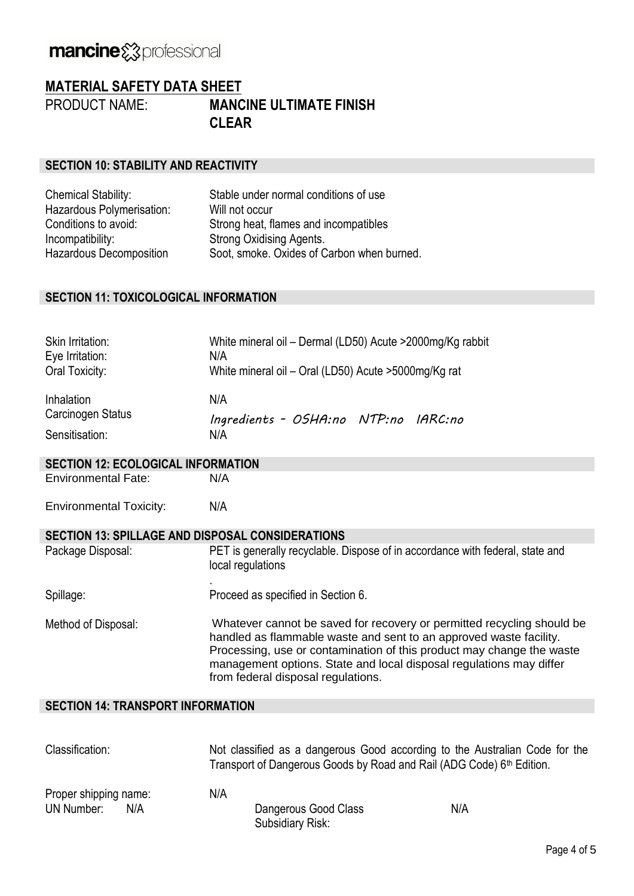**mancine** professional

# MATERIAL SAFETY DATA SHEET

PRODUCT NAME: **MANCINE ULTIMATE FINISH CLEAR**

## SECTION 10: STABILITY AND REACTIVITY

| | |
|---|---|
| Chemical Stability: | Stable under normal conditions of use |
| Hazardous Polymerisation: | Will not occur |
| Conditions to avoid: | Strong heat, flames and incompatibles |
| Incompatibility: | Strong Oxidising Agents. |
| Hazardous Decomposition | Soot, smoke. Oxides of Carbon when burned. |

## SECTION 11: TOXICOLOGICAL INFORMATION

| | |
|---|---|
| Skin Irritation: | White mineral oil – Dermal (LD50) Acute >2000mg/Kg rabbit |
| Eye Irritation: | N/A |
| Oral Toxicity: | White mineral oil – Oral (LD50) Acute >5000mg/Kg rat |
| Inhalation | N/A |
| Carcinogen Status | Ingredients - OSHA:no NTP:no IARC:no |
| Sensitisation: | N/A |

## SECTION 12: ECOLOGICAL INFORMATION

| | |
|---|---|
| Environmental Fate: | N/A |
| Environmental Toxicity: | N/A |

## SECTION 13: SPILLAGE AND DISPOSAL CONSIDERATIONS

| | |
|---|---|
| Package Disposal: | PET is generally recyclable. Dispose of in accordance with federal, state and local regulations . |
| Spillage: | Proceed as specified in Section 6. |
| Method of Disposal: | Whatever cannot be saved for recovery or permitted recycling should be handled as flammable waste and sent to an approved waste facility. Processing, use or contamination of this product may change the waste management options. State and local disposal regulations may differ from federal disposal regulations. |

## SECTION 14: TRANSPORT INFORMATION

Classification: Not classified as a dangerous Good according to the Australian Code for the Transport of Dangerous Goods by Road and Rail (ADG Code) 6th Edition.

Proper shipping name: N/A

UN Number: N/A

Dangerous Good Class: N/A

Subsidiary Risk: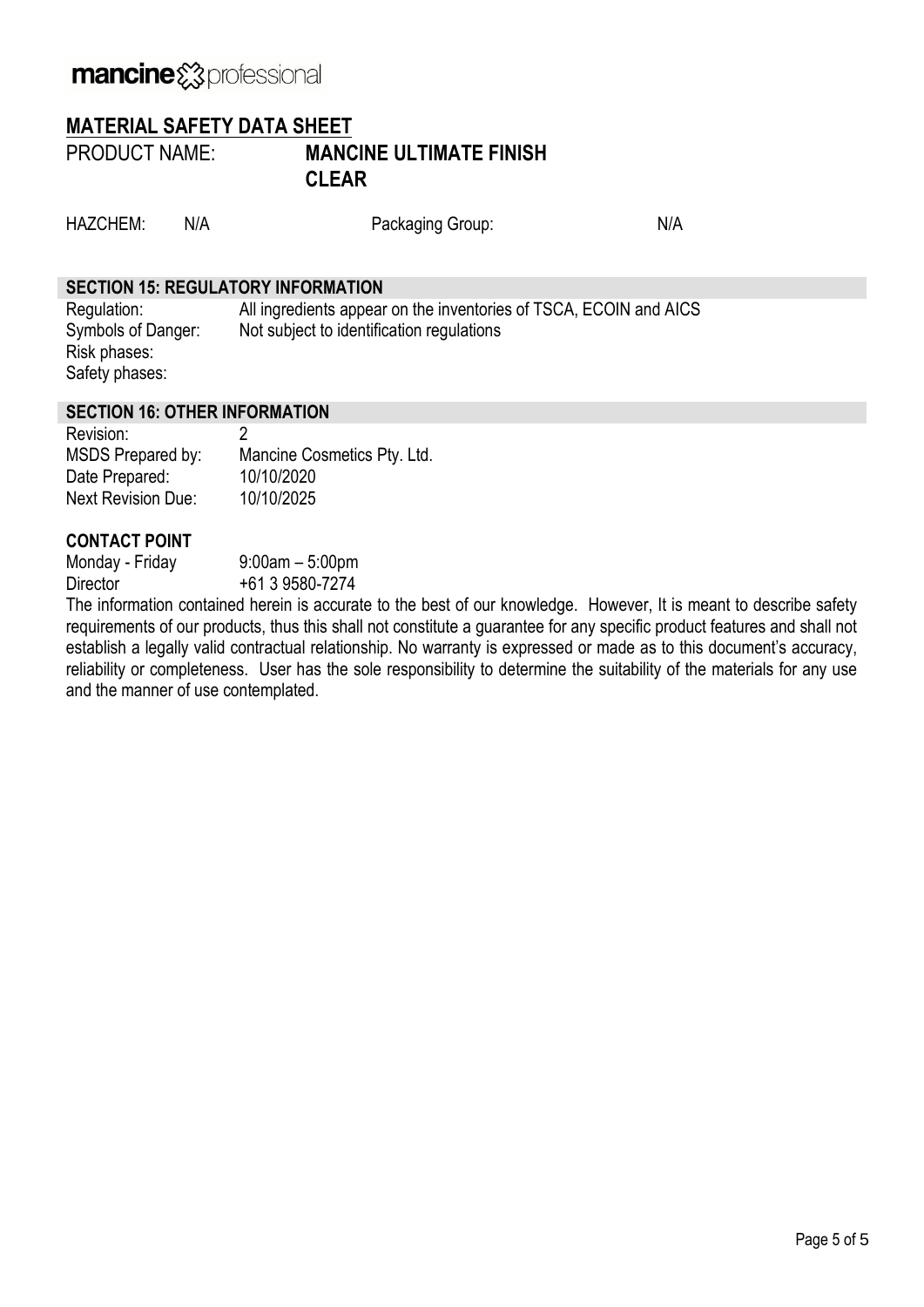mancine professional

## MATERIAL SAFETY DATA SHEET

PRODUCT NAME: **MANCINE ULTIMATE FINISH CLEAR**

HAZCHEM: N/A Packaging Group: N/A

### SECTION 15: REGULATORY INFORMATION

| | |
|---|---|
| Regulation: | All ingredients appear on the inventories of TSCA, ECOIN and AICS |
| Symbols of Danger: | Not subject to identification regulations |
| Risk phases: | |
| Safety phases: | |

### SECTION 16: OTHER INFORMATION

| | |
|---|---|
| Revision: | 2 |
| MSDS Prepared by: | Mancine Cosmetics Pty. Ltd. |
| Date Prepared: | 10/10/2020 |
| Next Revision Due: | 10/10/2025 |

**CONTACT POINT**

Monday - Friday 9:00am – 5:00pm
Director +61 3 9580-7274

The information contained herein is accurate to the best of our knowledge. However, It is meant to describe safety requirements of our products, thus this shall not constitute a guarantee for any specific product features and shall not establish a legally valid contractual relationship. No warranty is expressed or made as to this document's accuracy, reliability or completeness. User has the sole responsibility to determine the suitability of the materials for any use and the manner of use contemplated.